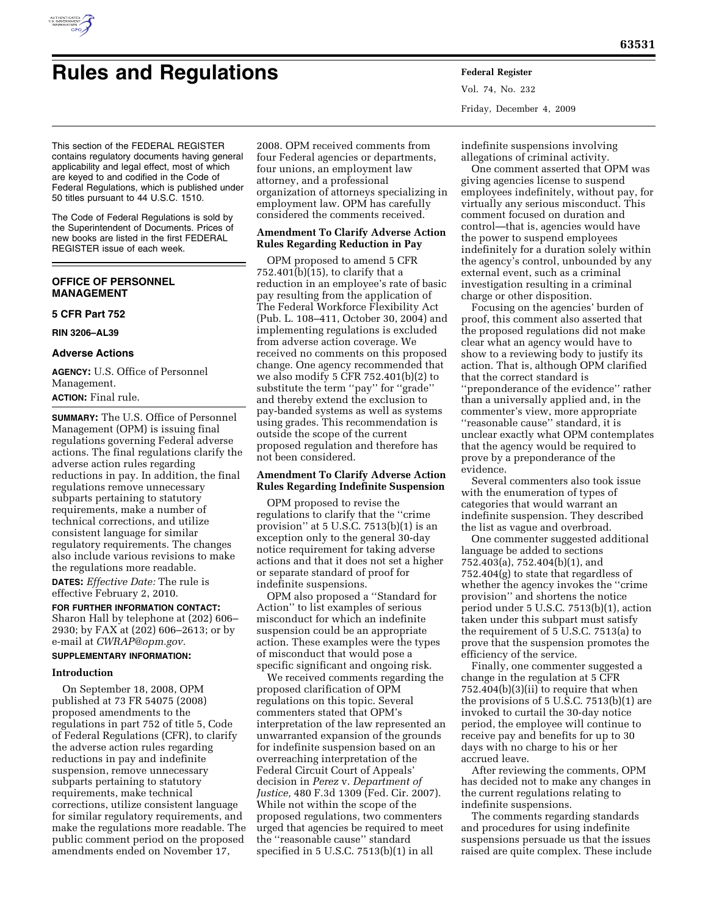# Rules and Regulations

This section of the FEDERAL REGISTER contains regulatory documents having general applicability and legal effect, most of which are keyed to and codified in the Code of Federal Regulations, which is published under 50 titles pursuant to 44 U.S.C. 1510.

The Code of Federal Regulations is sold by the Superintendent of Documents. Prices of new books are listed in the first FEDERAL REGISTER issue of each week.

## OFFICE OF PERSONNEL MANAGEMENT

### 5 CFR Part 752

**RIN 3206–AL39**

### Adverse Actions

**AGENCY:** U.S. Office of Personnel Management.

**ACTION:** Final rule.

**SUMMARY:** The U.S. Office of Personnel Management (OPM) is issuing final regulations governing Federal adverse actions. The final regulations clarify the adverse action rules regarding reductions in pay. In addition, the final regulations remove unnecessary subparts pertaining to statutory requirements, make a number of technical corrections, and utilize consistent language for similar regulatory requirements. The changes also include various revisions to make the regulations more readable.

**DATES:** *Effective Date:* The rule is effective February 2, 2010.

**FOR FURTHER INFORMATION CONTACT:** Sharon Hall by telephone at (202) 606–2930; by FAX at (202) 606–2613; or by e-mail at *CWRAP@opm.gov.*

**SUPPLEMENTARY INFORMATION:**

#### Introduction

On September 18, 2008, OPM published at 73 FR 54075 (2008) proposed amendments to the regulations in part 752 of title 5, Code of Federal Regulations (CFR), to clarify the adverse action rules regarding reductions in pay and indefinite suspension, remove unnecessary subparts pertaining to statutory requirements, make technical corrections, utilize consistent language for similar regulatory requirements, and make the regulations more readable. The public comment period on the proposed amendments ended on November 17, 2008. OPM received comments from four Federal agencies or departments, four unions, an employment law attorney, and a professional organization of attorneys specializing in employment law. OPM has carefully considered the comments received.

#### Amendment To Clarify Adverse Action Rules Regarding Reduction in Pay

OPM proposed to amend 5 CFR 752.401(b)(15), to clarify that a reduction in an employee's rate of basic pay resulting from the application of The Federal Workforce Flexibility Act (Pub. L. 108–411, October 30, 2004) and implementing regulations is excluded from adverse action coverage. We received no comments on this proposed change. One agency recommended that we also modify 5 CFR 752.401(b)(2) to substitute the term ''pay'' for ''grade'' and thereby extend the exclusion to pay-banded systems as well as systems using grades. This recommendation is outside the scope of the current proposed regulation and therefore has not been considered.

#### Amendment To Clarify Adverse Action Rules Regarding Indefinite Suspension

OPM proposed to revise the regulations to clarify that the ''crime provision'' at 5 U.S.C. 7513(b)(1) is an exception only to the general 30-day notice requirement for taking adverse actions and that it does not set a higher or separate standard of proof for indefinite suspensions.

OPM also proposed a ''Standard for Action'' to list examples of serious misconduct for which an indefinite suspension could be an appropriate action. These examples were the types of misconduct that would pose a specific significant and ongoing risk.

We received comments regarding the proposed clarification of OPM regulations on this topic. Several commenters stated that OPM's interpretation of the law represented an unwarranted expansion of the grounds for indefinite suspension based on an overreaching interpretation of the Federal Circuit Court of Appeals' decision in *Perez* v. *Department of Justice,* 480 F.3d 1309 (Fed. Cir. 2007). While not within the scope of the proposed regulations, two commenters urged that agencies be required to meet the ''reasonable cause'' standard specified in 5 U.S.C. 7513(b)(1) in all indefinite suspensions involving allegations of criminal activity.

One comment asserted that OPM was giving agencies license to suspend employees indefinitely, without pay, for virtually any serious misconduct. This comment focused on duration and control—that is, agencies would have the power to suspend employees indefinitely for a duration solely within the agency's control, unbounded by any external event, such as a criminal investigation resulting in a criminal charge or other disposition.

Focusing on the agencies' burden of proof, this comment also asserted that the proposed regulations did not make clear what an agency would have to show to a reviewing body to justify its action. That is, although OPM clarified that the correct standard is ''preponderance of the evidence'' rather than a universally applied and, in the commenter's view, more appropriate ''reasonable cause'' standard, it is unclear exactly what OPM contemplates that the agency would be required to prove by a preponderance of the evidence.

Several commenters also took issue with the enumeration of types of categories that would warrant an indefinite suspension. They described the list as vague and overbroad.

One commenter suggested additional language be added to sections 752.403(a), 752.404(b)(1), and 752.404(g) to state that regardless of whether the agency invokes the ''crime provision'' and shortens the notice period under 5 U.S.C. 7513(b)(1), action taken under this subpart must satisfy the requirement of 5 U.S.C. 7513(a) to prove that the suspension promotes the efficiency of the service.

Finally, one commenter suggested a change in the regulation at 5 CFR 752.404(b)(3)(ii) to require that when the provisions of 5 U.S.C. 7513(b)(1) are invoked to curtail the 30-day notice period, the employee will continue to receive pay and benefits for up to 30 days with no charge to his or her accrued leave.

After reviewing the comments, OPM has decided not to make any changes in the current regulations relating to indefinite suspensions.

The comments regarding standards and procedures for using indefinite suspensions persuade us that the issues raised are quite complex. These include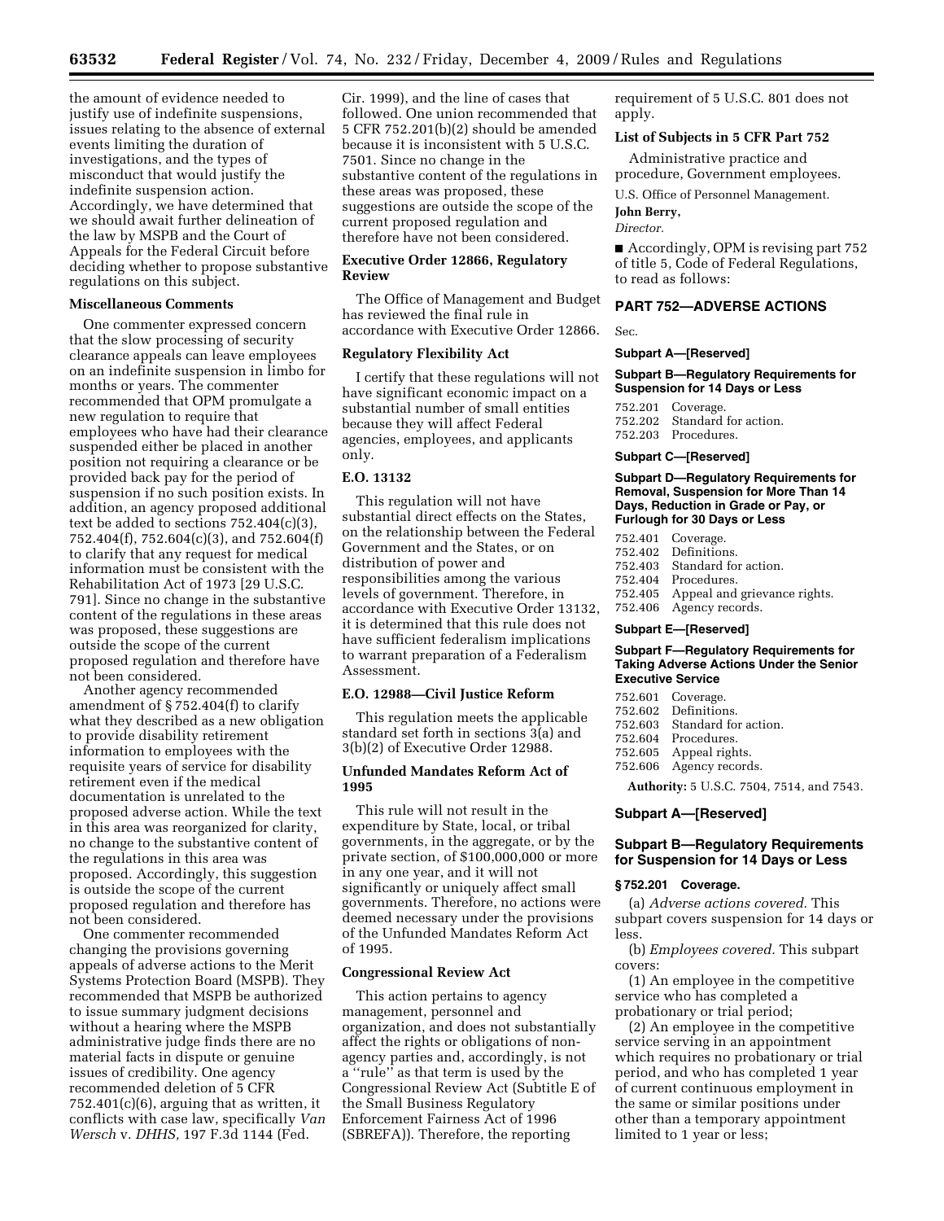the amount of evidence needed to justify use of indefinite suspensions, issues relating to the absence of external events limiting the duration of investigations, and the types of misconduct that would justify the indefinite suspension action. Accordingly, we have determined that we should await further delineation of the law by MSPB and the Court of Appeals for the Federal Circuit before deciding whether to propose substantive regulations on this subject.

### Miscellaneous Comments

One commenter expressed concern that the slow processing of security clearance appeals can leave employees on an indefinite suspension in limbo for months or years. The commenter recommended that OPM promulgate a new regulation to require that employees who have had their clearance suspended either be placed in another position not requiring a clearance or be provided back pay for the period of suspension if no such position exists. In addition, an agency proposed additional text be added to sections 752.404(c)(3), 752.404(f), 752.604(c)(3), and 752.604(f) to clarify that any request for medical information must be consistent with the Rehabilitation Act of 1973 [29 U.S.C. 791]. Since no change in the substantive content of the regulations in these areas was proposed, these suggestions are outside the scope of the current proposed regulation and therefore have not been considered.

Another agency recommended amendment of § 752.404(f) to clarify what they described as a new obligation to provide disability retirement information to employees with the requisite years of service for disability retirement even if the medical documentation is unrelated to the proposed adverse action. While the text in this area was reorganized for clarity, no change to the substantive content of the regulations in this area was proposed. Accordingly, this suggestion is outside the scope of the current proposed regulation and therefore has not been considered.

One commenter recommended changing the provisions governing appeals of adverse actions to the Merit Systems Protection Board (MSPB). They recommended that MSPB be authorized to issue summary judgment decisions without a hearing where the MSPB administrative judge finds there are no material facts in dispute or genuine issues of credibility. One agency recommended deletion of 5 CFR 752.401(c)(6), arguing that as written, it conflicts with case law, specifically *Van Wersch* v. *DHHS,* 197 F.3d 1144 (Fed. Cir. 1999), and the line of cases that followed. One union recommended that 5 CFR 752.201(b)(2) should be amended because it is inconsistent with 5 U.S.C. 7501. Since no change in the substantive content of the regulations in these areas was proposed, these suggestions are outside the scope of the current proposed regulation and therefore have not been considered.

### Executive Order 12866, Regulatory Review

The Office of Management and Budget has reviewed the final rule in accordance with Executive Order 12866.

### Regulatory Flexibility Act

I certify that these regulations will not have significant economic impact on a substantial number of small entities because they will affect Federal agencies, employees, and applicants only.

### E.O. 13132

This regulation will not have substantial direct effects on the States, on the relationship between the Federal Government and the States, or on distribution of power and responsibilities among the various levels of government. Therefore, in accordance with Executive Order 13132, it is determined that this rule does not have sufficient federalism implications to warrant preparation of a Federalism Assessment.

### E.O. 12988—Civil Justice Reform

This regulation meets the applicable standard set forth in sections 3(a) and 3(b)(2) of Executive Order 12988.

### Unfunded Mandates Reform Act of 1995

This rule will not result in the expenditure by State, local, or tribal governments, in the aggregate, or by the private section, of $100,000,000 or more in any one year, and it will not significantly or uniquely affect small governments. Therefore, no actions were deemed necessary under the provisions of the Unfunded Mandates Reform Act of 1995.

### Congressional Review Act

This action pertains to agency management, personnel and organization, and does not substantially affect the rights or obligations of non-agency parties and, accordingly, is not a ''rule'' as that term is used by the Congressional Review Act (Subtitle E of the Small Business Regulatory Enforcement Fairness Act of 1996 (SBREFA)). Therefore, the reporting requirement of 5 U.S.C. 801 does not apply.

### List of Subjects in 5 CFR Part 752

Administrative practice and procedure, Government employees.

U.S. Office of Personnel Management.

**John Berry,**

*Director.*

■ Accordingly, OPM is revising part 752 of title 5, Code of Federal Regulations, to read as follows:

## PART 752—ADVERSE ACTIONS

Sec.

**Subpart A—[Reserved]**

**Subpart B—Regulatory Requirements for Suspension for 14 Days or Less**

752.201 Coverage.
752.202 Standard for action.
752.203 Procedures.

**Subpart C—[Reserved]**

**Subpart D—Regulatory Requirements for Removal, Suspension for More Than 14 Days, Reduction in Grade or Pay, or Furlough for 30 Days or Less**

752.401 Coverage.
752.402 Definitions.
752.403 Standard for action.
752.404 Procedures.
752.405 Appeal and grievance rights.
752.406 Agency records.

**Subpart E—[Reserved]**

**Subpart F—Regulatory Requirements for Taking Adverse Actions Under the Senior Executive Service**

752.601 Coverage.
752.602 Definitions.
752.603 Standard for action.
752.604 Procedures.
752.605 Appeal rights.
752.606 Agency records.

**Authority:** 5 U.S.C. 7504, 7514, and 7543.

### Subpart A—[Reserved]

### Subpart B—Regulatory Requirements for Suspension for 14 Days or Less

#### § 752.201 Coverage.

(a) *Adverse actions covered.* This subpart covers suspension for 14 days or less.

(b) *Employees covered.* This subpart covers:

(1) An employee in the competitive service who has completed a probationary or trial period;

(2) An employee in the competitive service serving in an appointment which requires no probationary or trial period, and who has completed 1 year of current continuous employment in the same or similar positions under other than a temporary appointment limited to 1 year or less;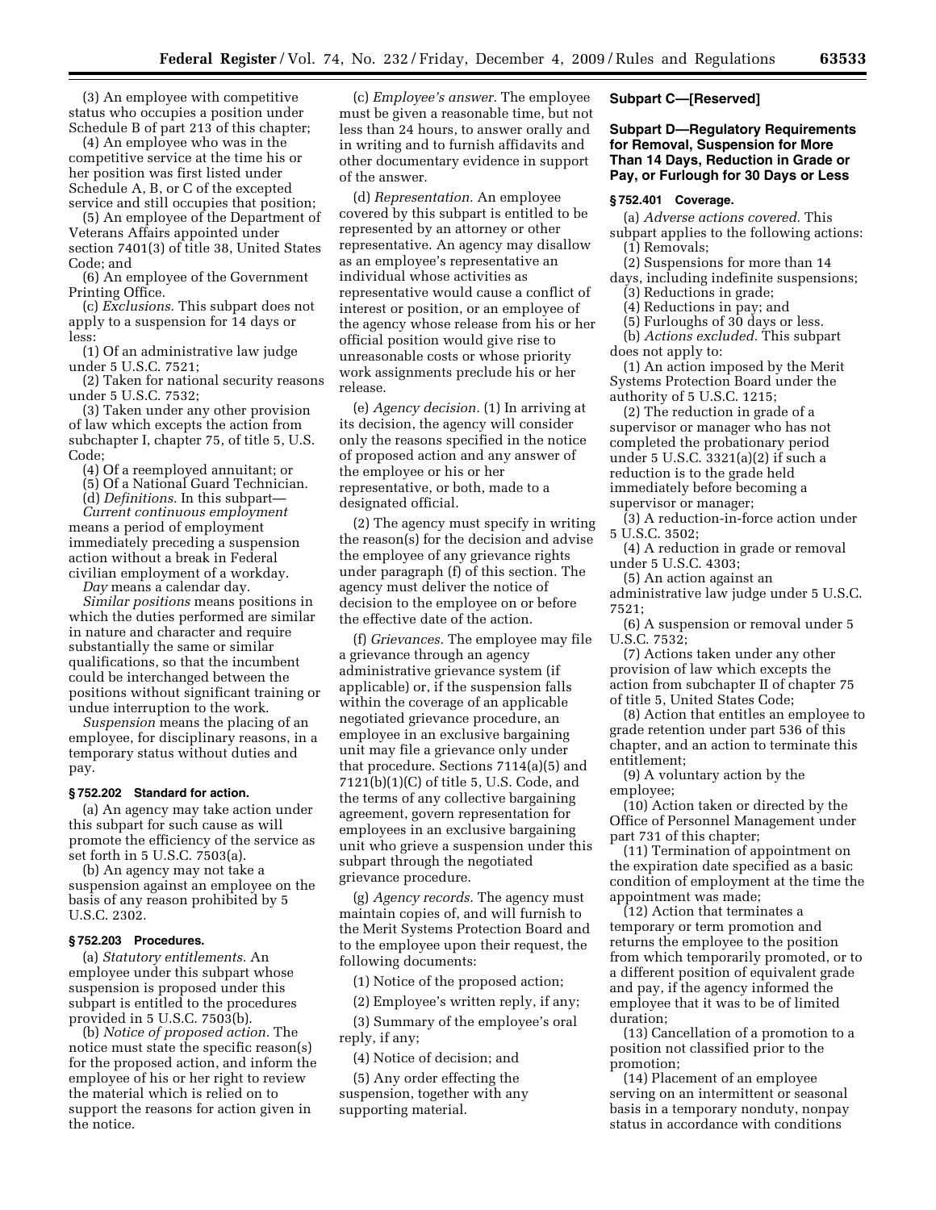(3) An employee with competitive status who occupies a position under Schedule B of part 213 of this chapter;

(4) An employee who was in the competitive service at the time his or her position was first listed under Schedule A, B, or C of the excepted service and still occupies that position;

(5) An employee of the Department of Veterans Affairs appointed under section 7401(3) of title 38, United States Code; and

(6) An employee of the Government Printing Office.

(c) *Exclusions.* This subpart does not apply to a suspension for 14 days or less:

(1) Of an administrative law judge under 5 U.S.C. 7521;

(2) Taken for national security reasons under 5 U.S.C. 7532;

(3) Taken under any other provision of law which excepts the action from subchapter I, chapter 75, of title 5, U.S. Code;

(4) Of a reemployed annuitant; or

(5) Of a National Guard Technician.

(d) *Definitions.* In this subpart—

*Current continuous employment* means a period of employment immediately preceding a suspension action without a break in Federal civilian employment of a workday.

*Day* means a calendar day.

*Similar positions* means positions in which the duties performed are similar in nature and character and require substantially the same or similar qualifications, so that the incumbent could be interchanged between the positions without significant training or undue interruption to the work.

*Suspension* means the placing of an employee, for disciplinary reasons, in a temporary status without duties and pay.

#### § 752.202 Standard for action.

(a) An agency may take action under this subpart for such cause as will promote the efficiency of the service as set forth in 5 U.S.C. 7503(a).

(b) An agency may not take a suspension against an employee on the basis of any reason prohibited by 5 U.S.C. 2302.

#### § 752.203 Procedures.

(a) *Statutory entitlements.* An employee under this subpart whose suspension is proposed under this subpart is entitled to the procedures provided in 5 U.S.C. 7503(b).

(b) *Notice of proposed action.* The notice must state the specific reason(s) for the proposed action, and inform the employee of his or her right to review the material which is relied on to support the reasons for action given in the notice.

(c) *Employee's answer.* The employee must be given a reasonable time, but not less than 24 hours, to answer orally and in writing and to furnish affidavits and other documentary evidence in support of the answer.

(d) *Representation.* An employee covered by this subpart is entitled to be represented by an attorney or other representative. An agency may disallow as an employee's representative an individual whose activities as representative would cause a conflict of interest or position, or an employee of the agency whose release from his or her official position would give rise to unreasonable costs or whose priority work assignments preclude his or her release.

(e) *Agency decision.* (1) In arriving at its decision, the agency will consider only the reasons specified in the notice of proposed action and any answer of the employee or his or her representative, or both, made to a designated official.

(2) The agency must specify in writing the reason(s) for the decision and advise the employee of any grievance rights under paragraph (f) of this section. The agency must deliver the notice of decision to the employee on or before the effective date of the action.

(f) *Grievances.* The employee may file a grievance through an agency administrative grievance system (if applicable) or, if the suspension falls within the coverage of an applicable negotiated grievance procedure, an employee in an exclusive bargaining unit may file a grievance only under that procedure. Sections 7114(a)(5) and 7121(b)(1)(C) of title 5, U.S. Code, and the terms of any collective bargaining agreement, govern representation for employees in an exclusive bargaining unit who grieve a suspension under this subpart through the negotiated grievance procedure.

(g) *Agency records.* The agency must maintain copies of, and will furnish to the Merit Systems Protection Board and to the employee upon their request, the following documents:

(1) Notice of the proposed action;

(2) Employee's written reply, if any;

(3) Summary of the employee's oral reply, if any;

(4) Notice of decision; and

(5) Any order effecting the suspension, together with any supporting material.

### Subpart C—[Reserved]

### Subpart D—Regulatory Requirements for Removal, Suspension for More Than 14 Days, Reduction in Grade or Pay, or Furlough for 30 Days or Less

#### § 752.401 Coverage.

(a) *Adverse actions covered.* This subpart applies to the following actions:

(1) Removals;

(2) Suspensions for more than 14 days, including indefinite suspensions;

(3) Reductions in grade;

(4) Reductions in pay; and

(5) Furloughs of 30 days or less.

(b) *Actions excluded.* This subpart does not apply to:

(1) An action imposed by the Merit Systems Protection Board under the authority of 5 U.S.C. 1215;

(2) The reduction in grade of a supervisor or manager who has not completed the probationary period under 5 U.S.C. 3321(a)(2) if such a reduction is to the grade held immediately before becoming a supervisor or manager;

(3) A reduction-in-force action under 5 U.S.C. 3502;

(4) A reduction in grade or removal under 5 U.S.C. 4303;

(5) An action against an administrative law judge under 5 U.S.C. 7521;

(6) A suspension or removal under 5 U.S.C. 7532;

(7) Actions taken under any other provision of law which excepts the action from subchapter II of chapter 75 of title 5, United States Code;

(8) Action that entitles an employee to grade retention under part 536 of this chapter, and an action to terminate this entitlement;

(9) A voluntary action by the employee;

(10) Action taken or directed by the Office of Personnel Management under part 731 of this chapter;

(11) Termination of appointment on the expiration date specified as a basic condition of employment at the time the appointment was made;

(12) Action that terminates a temporary or term promotion and returns the employee to the position from which temporarily promoted, or to a different position of equivalent grade and pay, if the agency informed the employee that it was to be of limited duration;

(13) Cancellation of a promotion to a position not classified prior to the promotion;

(14) Placement of an employee serving on an intermittent or seasonal basis in a temporary nonduty, nonpay status in accordance with conditions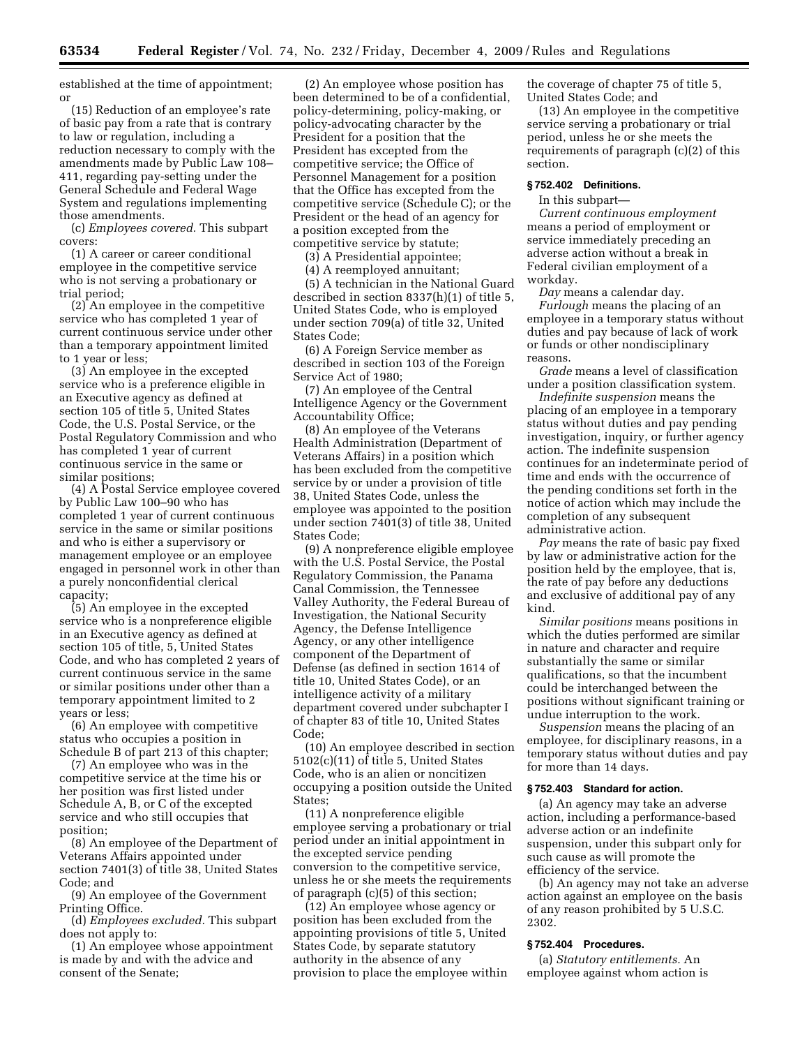established at the time of appointment; or

(15) Reduction of an employee's rate of basic pay from a rate that is contrary to law or regulation, including a reduction necessary to comply with the amendments made by Public Law 108–411, regarding pay-setting under the General Schedule and Federal Wage System and regulations implementing those amendments.

(c) *Employees covered.* This subpart covers:

(1) A career or career conditional employee in the competitive service who is not serving a probationary or trial period;

(2) An employee in the competitive service who has completed 1 year of current continuous service under other than a temporary appointment limited to 1 year or less;

(3) An employee in the excepted service who is a preference eligible in an Executive agency as defined at section 105 of title 5, United States Code, the U.S. Postal Service, or the Postal Regulatory Commission and who has completed 1 year of current continuous service in the same or similar positions;

(4) A Postal Service employee covered by Public Law 100–90 who has completed 1 year of current continuous service in the same or similar positions and who is either a supervisory or management employee or an employee engaged in personnel work in other than a purely nonconfidential clerical capacity;

(5) An employee in the excepted service who is a nonpreference eligible in an Executive agency as defined at section 105 of title, 5, United States Code, and who has completed 2 years of current continuous service in the same or similar positions under other than a temporary appointment limited to 2 years or less;

(6) An employee with competitive status who occupies a position in Schedule B of part 213 of this chapter;

(7) An employee who was in the competitive service at the time his or her position was first listed under Schedule A, B, or C of the excepted service and who still occupies that position;

(8) An employee of the Department of Veterans Affairs appointed under section 7401(3) of title 38, United States Code; and

(9) An employee of the Government Printing Office.

(d) *Employees excluded.* This subpart does not apply to:

(1) An employee whose appointment is made by and with the advice and consent of the Senate;

(2) An employee whose position has been determined to be of a confidential, policy-determining, policy-making, or policy-advocating character by the President for a position that the President has excepted from the competitive service; the Office of Personnel Management for a position that the Office has excepted from the competitive service (Schedule C); or the President or the head of an agency for a position excepted from the competitive service by statute;

(3) A Presidential appointee;

(4) A reemployed annuitant;

(5) A technician in the National Guard described in section 8337(h)(1) of title 5, United States Code, who is employed under section 709(a) of title 32, United States Code;

(6) A Foreign Service member as described in section 103 of the Foreign Service Act of 1980;

(7) An employee of the Central Intelligence Agency or the Government Accountability Office;

(8) An employee of the Veterans Health Administration (Department of Veterans Affairs) in a position which has been excluded from the competitive service by or under a provision of title 38, United States Code, unless the employee was appointed to the position under section 7401(3) of title 38, United States Code;

(9) A nonpreference eligible employee with the U.S. Postal Service, the Postal Regulatory Commission, the Panama Canal Commission, the Tennessee Valley Authority, the Federal Bureau of Investigation, the National Security Agency, the Defense Intelligence Agency, or any other intelligence component of the Department of Defense (as defined in section 1614 of title 10, United States Code), or an intelligence activity of a military department covered under subchapter I of chapter 83 of title 10, United States Code;

(10) An employee described in section 5102(c)(11) of title 5, United States Code, who is an alien or noncitizen occupying a position outside the United States;

(11) A nonpreference eligible employee serving a probationary or trial period under an initial appointment in the excepted service pending conversion to the competitive service, unless he or she meets the requirements of paragraph (c)(5) of this section;

(12) An employee whose agency or position has been excluded from the appointing provisions of title 5, United States Code, by separate statutory authority in the absence of any provision to place the employee within the coverage of chapter 75 of title 5, United States Code; and

(13) An employee in the competitive service serving a probationary or trial period, unless he or she meets the requirements of paragraph (c)(2) of this section.

### § 752.402 Definitions.

In this subpart—

*Current continuous employment* means a period of employment or service immediately preceding an adverse action without a break in Federal civilian employment of a workday.

*Day* means a calendar day.

*Furlough* means the placing of an employee in a temporary status without duties and pay because of lack of work or funds or other nondisciplinary reasons.

*Grade* means a level of classification under a position classification system.

*Indefinite suspension* means the placing of an employee in a temporary status without duties and pay pending investigation, inquiry, or further agency action. The indefinite suspension continues for an indeterminate period of time and ends with the occurrence of the pending conditions set forth in the notice of action which may include the completion of any subsequent administrative action.

*Pay* means the rate of basic pay fixed by law or administrative action for the position held by the employee, that is, the rate of pay before any deductions and exclusive of additional pay of any kind.

*Similar positions* means positions in which the duties performed are similar in nature and character and require substantially the same or similar qualifications, so that the incumbent could be interchanged between the positions without significant training or undue interruption to the work.

*Suspension* means the placing of an employee, for disciplinary reasons, in a temporary status without duties and pay for more than 14 days.

### § 752.403 Standard for action.

(a) An agency may take an adverse action, including a performance-based adverse action or an indefinite suspension, under this subpart only for such cause as will promote the efficiency of the service.

(b) An agency may not take an adverse action against an employee on the basis of any reason prohibited by 5 U.S.C. 2302.

### § 752.404 Procedures.

(a) *Statutory entitlements.* An employee against whom action is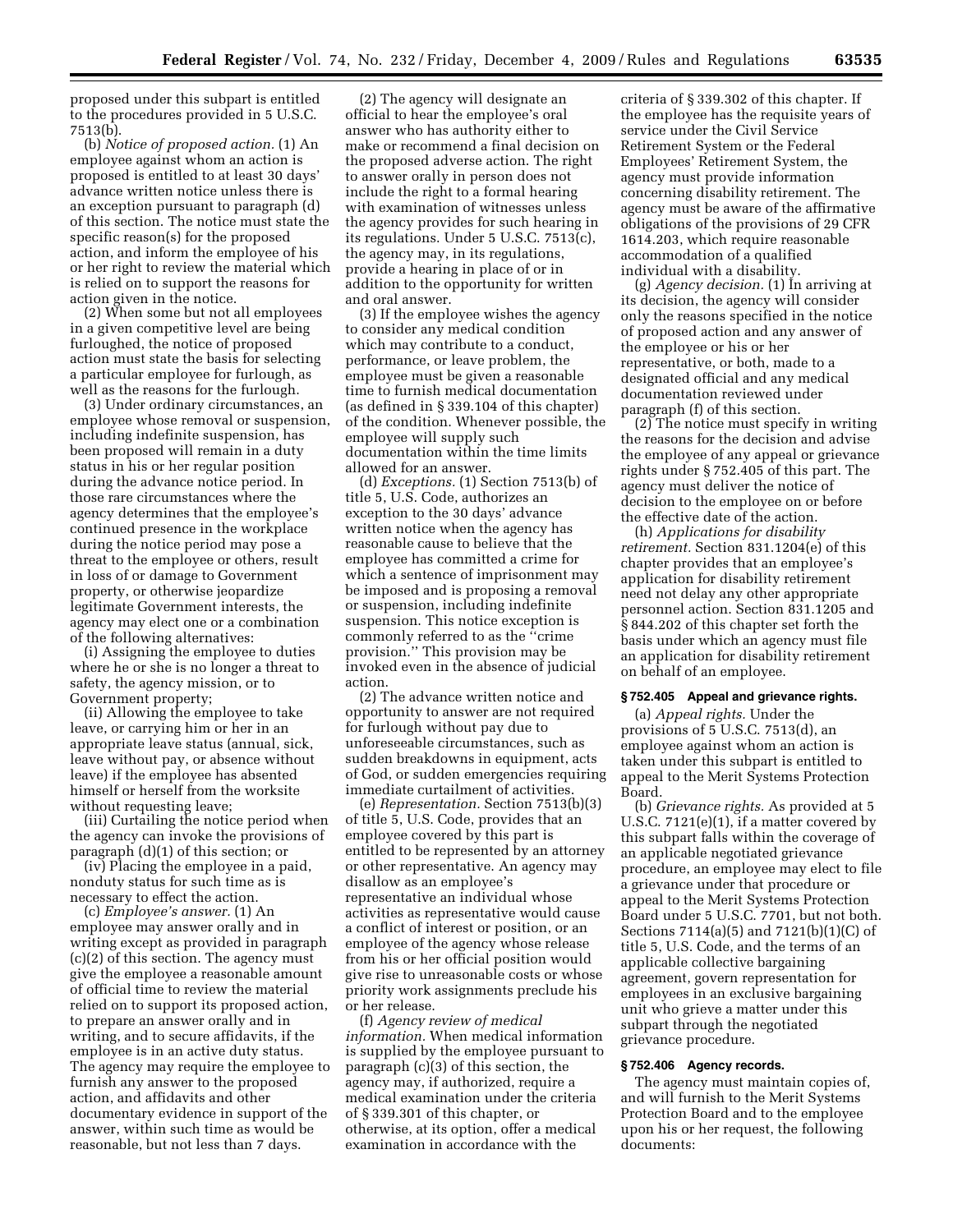proposed under this subpart is entitled to the procedures provided in 5 U.S.C. 7513(b).

(b) *Notice of proposed action.* (1) An employee against whom an action is proposed is entitled to at least 30 days' advance written notice unless there is an exception pursuant to paragraph (d) of this section. The notice must state the specific reason(s) for the proposed action, and inform the employee of his or her right to review the material which is relied on to support the reasons for action given in the notice.

(2) When some but not all employees in a given competitive level are being furloughed, the notice of proposed action must state the basis for selecting a particular employee for furlough, as well as the reasons for the furlough.

(3) Under ordinary circumstances, an employee whose removal or suspension, including indefinite suspension, has been proposed will remain in a duty status in his or her regular position during the advance notice period. In those rare circumstances where the agency determines that the employee's continued presence in the workplace during the notice period may pose a threat to the employee or others, result in loss of or damage to Government property, or otherwise jeopardize legitimate Government interests, the agency may elect one or a combination of the following alternatives:

(i) Assigning the employee to duties where he or she is no longer a threat to safety, the agency mission, or to Government property;

(ii) Allowing the employee to take leave, or carrying him or her in an appropriate leave status (annual, sick, leave without pay, or absence without leave) if the employee has absented himself or herself from the worksite without requesting leave;

(iii) Curtailing the notice period when the agency can invoke the provisions of paragraph (d)(1) of this section; or

(iv) Placing the employee in a paid, nonduty status for such time as is necessary to effect the action.

(c) *Employee's answer.* (1) An employee may answer orally and in writing except as provided in paragraph (c)(2) of this section. The agency must give the employee a reasonable amount of official time to review the material relied on to support its proposed action, to prepare an answer orally and in writing, and to secure affidavits, if the employee is in an active duty status. The agency may require the employee to furnish any answer to the proposed action, and affidavits and other documentary evidence in support of the answer, within such time as would be reasonable, but not less than 7 days.

(2) The agency will designate an official to hear the employee's oral answer who has authority either to make or recommend a final decision on the proposed adverse action. The right to answer orally in person does not include the right to a formal hearing with examination of witnesses unless the agency provides for such hearing in its regulations. Under 5 U.S.C. 7513(c), the agency may, in its regulations, provide a hearing in place of or in addition to the opportunity for written and oral answer.

(3) If the employee wishes the agency to consider any medical condition which may contribute to a conduct, performance, or leave problem, the employee must be given a reasonable time to furnish medical documentation (as defined in § 339.104 of this chapter) of the condition. Whenever possible, the employee will supply such documentation within the time limits allowed for an answer.

(d) *Exceptions.* (1) Section 7513(b) of title 5, U.S. Code, authorizes an exception to the 30 days' advance written notice when the agency has reasonable cause to believe that the employee has committed a crime for which a sentence of imprisonment may be imposed and is proposing a removal or suspension, including indefinite suspension. This notice exception is commonly referred to as the "crime provision." This provision may be invoked even in the absence of judicial action.

(2) The advance written notice and opportunity to answer are not required for furlough without pay due to unforeseeable circumstances, such as sudden breakdowns in equipment, acts of God, or sudden emergencies requiring immediate curtailment of activities.

(e) *Representation.* Section 7513(b)(3) of title 5, U.S. Code, provides that an employee covered by this part is entitled to be represented by an attorney or other representative. An agency may disallow as an employee's representative an individual whose activities as representative would cause a conflict of interest or position, or an employee of the agency whose release from his or her official position would give rise to unreasonable costs or whose priority work assignments preclude his or her release.

(f) *Agency review of medical information.* When medical information is supplied by the employee pursuant to paragraph (c)(3) of this section, the agency may, if authorized, require a medical examination under the criteria of § 339.301 of this chapter, or otherwise, at its option, offer a medical examination in accordance with the criteria of § 339.302 of this chapter. If the employee has the requisite years of service under the Civil Service Retirement System or the Federal Employees' Retirement System, the agency must provide information concerning disability retirement. The agency must be aware of the affirmative obligations of the provisions of 29 CFR 1614.203, which require reasonable accommodation of a qualified individual with a disability.

(g) *Agency decision.* (1) In arriving at its decision, the agency will consider only the reasons specified in the notice of proposed action and any answer of the employee or his or her representative, or both, made to a designated official and any medical documentation reviewed under paragraph (f) of this section.

(2) The notice must specify in writing the reasons for the decision and advise the employee of any appeal or grievance rights under § 752.405 of this part. The agency must deliver the notice of decision to the employee on or before the effective date of the action.

(h) *Applications for disability retirement.* Section 831.1204(e) of this chapter provides that an employee's application for disability retirement need not delay any other appropriate personnel action. Section 831.1205 and § 844.202 of this chapter set forth the basis under which an agency must file an application for disability retirement on behalf of an employee.

**§ 752.405 Appeal and grievance rights.**

(a) *Appeal rights.* Under the provisions of 5 U.S.C. 7513(d), an employee against whom an action is taken under this subpart is entitled to appeal to the Merit Systems Protection Board.

(b) *Grievance rights.* As provided at 5 U.S.C. 7121(e)(1), if a matter covered by this subpart falls within the coverage of an applicable negotiated grievance procedure, an employee may elect to file a grievance under that procedure or appeal to the Merit Systems Protection Board under 5 U.S.C. 7701, but not both. Sections 7114(a)(5) and 7121(b)(1)(C) of title 5, U.S. Code, and the terms of an applicable collective bargaining agreement, govern representation for employees in an exclusive bargaining unit who grieve a matter under this subpart through the negotiated grievance procedure.

**§ 752.406 Agency records.**

The agency must maintain copies of, and will furnish to the Merit Systems Protection Board and to the employee upon his or her request, the following documents: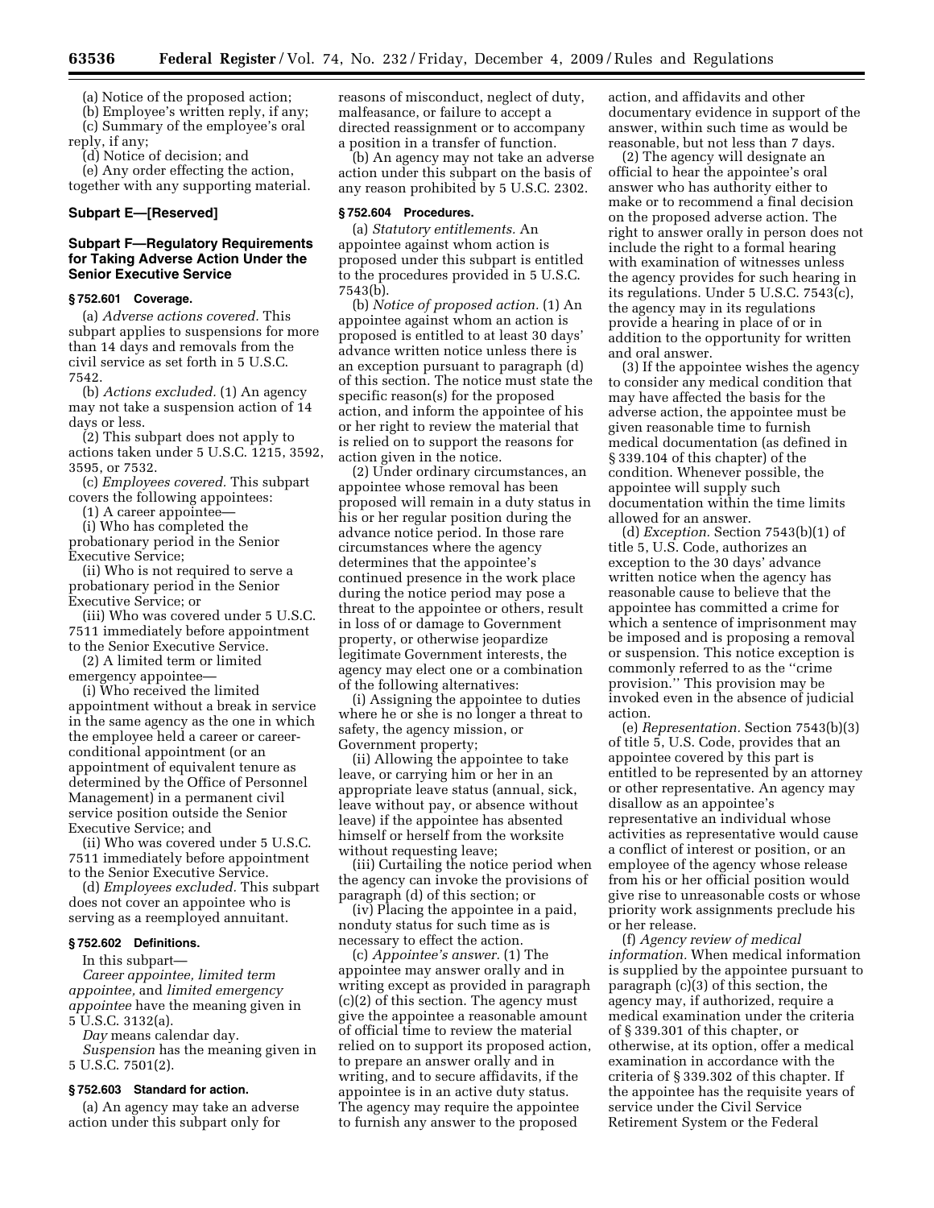(a) Notice of the proposed action;

(b) Employee's written reply, if any;

(c) Summary of the employee's oral reply, if any;

(d) Notice of decision; and

(e) Any order effecting the action, together with any supporting material.

## Subpart E—[Reserved]

## Subpart F—Regulatory Requirements for Taking Adverse Action Under the Senior Executive Service

### § 752.601 Coverage.

(a) *Adverse actions covered.* This subpart applies to suspensions for more than 14 days and removals from the civil service as set forth in 5 U.S.C. 7542.

(b) *Actions excluded.* (1) An agency may not take a suspension action of 14 days or less.

(2) This subpart does not apply to actions taken under 5 U.S.C. 1215, 3592, 3595, or 7532.

(c) *Employees covered.* This subpart covers the following appointees:

(1) A career appointee—

(i) Who has completed the probationary period in the Senior Executive Service;

(ii) Who is not required to serve a probationary period in the Senior Executive Service; or

(iii) Who was covered under 5 U.S.C. 7511 immediately before appointment to the Senior Executive Service.

(2) A limited term or limited emergency appointee—

(i) Who received the limited appointment without a break in service in the same agency as the one in which the employee held a career or career-conditional appointment (or an appointment of equivalent tenure as determined by the Office of Personnel Management) in a permanent civil service position outside the Senior Executive Service; and

(ii) Who was covered under 5 U.S.C. 7511 immediately before appointment to the Senior Executive Service.

(d) *Employees excluded.* This subpart does not cover an appointee who is serving as a reemployed annuitant.

### § 752.602 Definitions.

In this subpart—

*Career appointee, limited term appointee,* and *limited emergency appointee* have the meaning given in 5 U.S.C. 3132(a).

*Day* means calendar day.

*Suspension* has the meaning given in 5 U.S.C. 7501(2).

### § 752.603 Standard for action.

(a) An agency may take an adverse action under this subpart only for reasons of misconduct, neglect of duty, malfeasance, or failure to accept a directed reassignment or to accompany a position in a transfer of function.

(b) An agency may not take an adverse action under this subpart on the basis of any reason prohibited by 5 U.S.C. 2302.

### § 752.604 Procedures.

(a) *Statutory entitlements.* An appointee against whom action is proposed under this subpart is entitled to the procedures provided in 5 U.S.C. 7543(b).

(b) *Notice of proposed action.* (1) An appointee against whom an action is proposed is entitled to at least 30 days' advance written notice unless there is an exception pursuant to paragraph (d) of this section. The notice must state the specific reason(s) for the proposed action, and inform the appointee of his or her right to review the material that is relied on to support the reasons for action given in the notice.

(2) Under ordinary circumstances, an appointee whose removal has been proposed will remain in a duty status in his or her regular position during the advance notice period. In those rare circumstances where the agency determines that the appointee's continued presence in the work place during the notice period may pose a threat to the appointee or others, result in loss of or damage to Government property, or otherwise jeopardize legitimate Government interests, the agency may elect one or a combination of the following alternatives:

(i) Assigning the appointee to duties where he or she is no longer a threat to safety, the agency mission, or Government property;

(ii) Allowing the appointee to take leave, or carrying him or her in an appropriate leave status (annual, sick, leave without pay, or absence without leave) if the appointee has absented himself or herself from the worksite without requesting leave;

(iii) Curtailing the notice period when the agency can invoke the provisions of paragraph (d) of this section; or

(iv) Placing the appointee in a paid, nonduty status for such time as is necessary to effect the action.

(c) *Appointee's answer.* (1) The appointee may answer orally and in writing except as provided in paragraph (c)(2) of this section. The agency must give the appointee a reasonable amount of official time to review the material relied on to support its proposed action, to prepare an answer orally and in writing, and to secure affidavits, if the appointee is in an active duty status. The agency may require the appointee to furnish any answer to the proposed action, and affidavits and other documentary evidence in support of the answer, within such time as would be reasonable, but not less than 7 days.

(2) The agency will designate an official to hear the appointee's oral answer who has authority either to make or to recommend a final decision on the proposed adverse action. The right to answer orally in person does not include the right to a formal hearing with examination of witnesses unless the agency provides for such hearing in its regulations. Under 5 U.S.C. 7543(c), the agency may in its regulations provide a hearing in place of or in addition to the opportunity for written and oral answer.

(3) If the appointee wishes the agency to consider any medical condition that may have affected the basis for the adverse action, the appointee must be given reasonable time to furnish medical documentation (as defined in § 339.104 of this chapter) of the condition. Whenever possible, the appointee will supply such documentation within the time limits allowed for an answer.

(d) *Exception.* Section 7543(b)(1) of title 5, U.S. Code, authorizes an exception to the 30 days' advance written notice when the agency has reasonable cause to believe that the appointee has committed a crime for which a sentence of imprisonment may be imposed and is proposing a removal or suspension. This notice exception is commonly referred to as the "crime provision." This provision may be invoked even in the absence of judicial action.

(e) *Representation.* Section 7543(b)(3) of title 5, U.S. Code, provides that an appointee covered by this part is entitled to be represented by an attorney or other representative. An agency may disallow as an appointee's representative an individual whose activities as representative would cause a conflict of interest or position, or an employee of the agency whose release from his or her official position would give rise to unreasonable costs or whose priority work assignments preclude his or her release.

(f) *Agency review of medical information.* When medical information is supplied by the appointee pursuant to paragraph (c)(3) of this section, the agency may, if authorized, require a medical examination under the criteria of § 339.301 of this chapter, or otherwise, at its option, offer a medical examination in accordance with the criteria of § 339.302 of this chapter. If the appointee has the requisite years of service under the Civil Service Retirement System or the Federal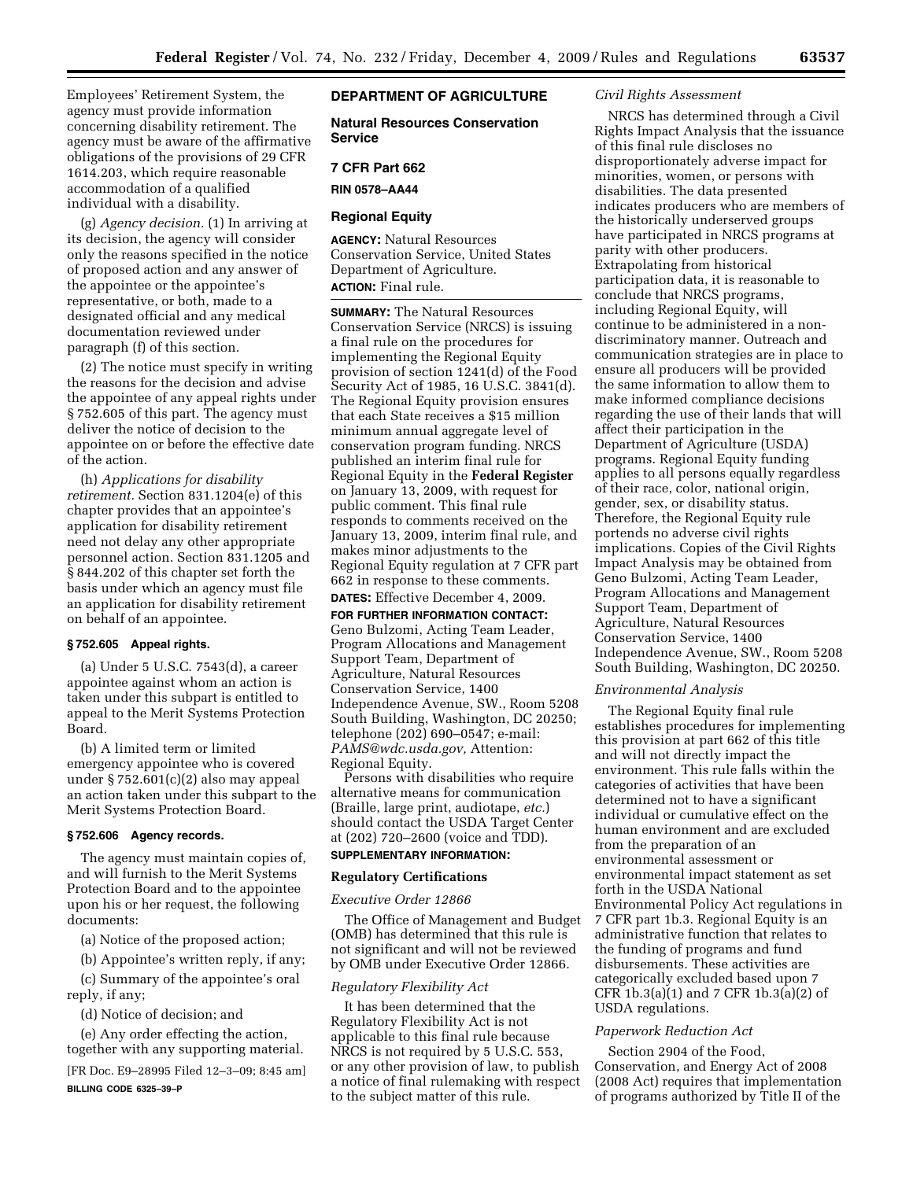Employees' Retirement System, the agency must provide information concerning disability retirement. The agency must be aware of the affirmative obligations of the provisions of 29 CFR 1614.203, which require reasonable accommodation of a qualified individual with a disability.

(g) *Agency decision.* (1) In arriving at its decision, the agency will consider only the reasons specified in the notice of proposed action and any answer of the appointee or the appointee's representative, or both, made to a designated official and any medical documentation reviewed under paragraph (f) of this section.

(2) The notice must specify in writing the reasons for the decision and advise the appointee of any appeal rights under § 752.605 of this part. The agency must deliver the notice of decision to the appointee on or before the effective date of the action.

(h) *Applications for disability retirement.* Section 831.1204(e) of this chapter provides that an appointee's application for disability retirement need not delay any other appropriate personnel action. Section 831.1205 and § 844.202 of this chapter set forth the basis under which an agency must file an application for disability retirement on behalf of an appointee.

**§ 752.605 Appeal rights.**

(a) Under 5 U.S.C. 7543(d), a career appointee against whom an action is taken under this subpart is entitled to appeal to the Merit Systems Protection Board.

(b) A limited term or limited emergency appointee who is covered under § 752.601(c)(2) also may appeal an action taken under this subpart to the Merit Systems Protection Board.

**§ 752.606 Agency records.**

The agency must maintain copies of, and will furnish to the Merit Systems Protection Board and to the appointee upon his or her request, the following documents:

(a) Notice of the proposed action;

(b) Appointee's written reply, if any;

(c) Summary of the appointee's oral reply, if any;

(d) Notice of decision; and

(e) Any order effecting the action, together with any supporting material.

[FR Doc. E9–28995 Filed 12–3–09; 8:45 am]

**BILLING CODE 6325–39–P**

**DEPARTMENT OF AGRICULTURE**

**Natural Resources Conservation Service**

**7 CFR Part 662**

**RIN 0578–AA44**

**Regional Equity**

**AGENCY:** Natural Resources Conservation Service, United States Department of Agriculture.

**ACTION:** Final rule.

**SUMMARY:** The Natural Resources Conservation Service (NRCS) is issuing a final rule on the procedures for implementing the Regional Equity provision of section 1241(d) of the Food Security Act of 1985, 16 U.S.C. 3841(d). The Regional Equity provision ensures that each State receives a $15 million minimum annual aggregate level of conservation program funding. NRCS published an interim final rule for Regional Equity in the **Federal Register** on January 13, 2009, with request for public comment. This final rule responds to comments received on the January 13, 2009, interim final rule, and makes minor adjustments to the Regional Equity regulation at 7 CFR part 662 in response to these comments.

**DATES:** Effective December 4, 2009.

**FOR FURTHER INFORMATION CONTACT:** Geno Bulzomi, Acting Team Leader, Program Allocations and Management Support Team, Department of Agriculture, Natural Resources Conservation Service, 1400 Independence Avenue, SW., Room 5208 South Building, Washington, DC 20250; telephone (202) 690–0547; e-mail: *PAMS@wdc.usda.gov,* Attention: Regional Equity.

Persons with disabilities who require alternative means for communication (Braille, large print, audiotape, *etc.*) should contact the USDA Target Center at (202) 720–2600 (voice and TDD).

**SUPPLEMENTARY INFORMATION:**

**Regulatory Certifications**

*Executive Order 12866*

The Office of Management and Budget (OMB) has determined that this rule is not significant and will not be reviewed by OMB under Executive Order 12866.

*Regulatory Flexibility Act*

It has been determined that the Regulatory Flexibility Act is not applicable to this final rule because NRCS is not required by 5 U.S.C. 553, or any other provision of law, to publish a notice of final rulemaking with respect to the subject matter of this rule.

*Civil Rights Assessment*

NRCS has determined through a Civil Rights Impact Analysis that the issuance of this final rule discloses no disproportionately adverse impact for minorities, women, or persons with disabilities. The data presented indicates producers who are members of the historically underserved groups have participated in NRCS programs at parity with other producers. Extrapolating from historical participation data, it is reasonable to conclude that NRCS programs, including Regional Equity, will continue to be administered in a non-discriminatory manner. Outreach and communication strategies are in place to ensure all producers will be provided the same information to allow them to make informed compliance decisions regarding the use of their lands that will affect their participation in the Department of Agriculture (USDA) programs. Regional Equity funding applies to all persons equally regardless of their race, color, national origin, gender, sex, or disability status. Therefore, the Regional Equity rule portends no adverse civil rights implications. Copies of the Civil Rights Impact Analysis may be obtained from Geno Bulzomi, Acting Team Leader, Program Allocations and Management Support Team, Department of Agriculture, Natural Resources Conservation Service, 1400 Independence Avenue, SW., Room 5208 South Building, Washington, DC 20250.

*Environmental Analysis*

The Regional Equity final rule establishes procedures for implementing this provision at part 662 of this title and will not directly impact the environment. This rule falls within the categories of activities that have been determined not to have a significant individual or cumulative effect on the human environment and are excluded from the preparation of an environmental assessment or environmental impact statement as set forth in the USDA National Environmental Policy Act regulations in 7 CFR part 1b.3. Regional Equity is an administrative function that relates to the funding of programs and fund disbursements. These activities are categorically excluded based upon 7 CFR 1b.3(a)(1) and 7 CFR 1b.3(a)(2) of USDA regulations.

*Paperwork Reduction Act*

Section 2904 of the Food, Conservation, and Energy Act of 2008 (2008 Act) requires that implementation of programs authorized by Title II of the